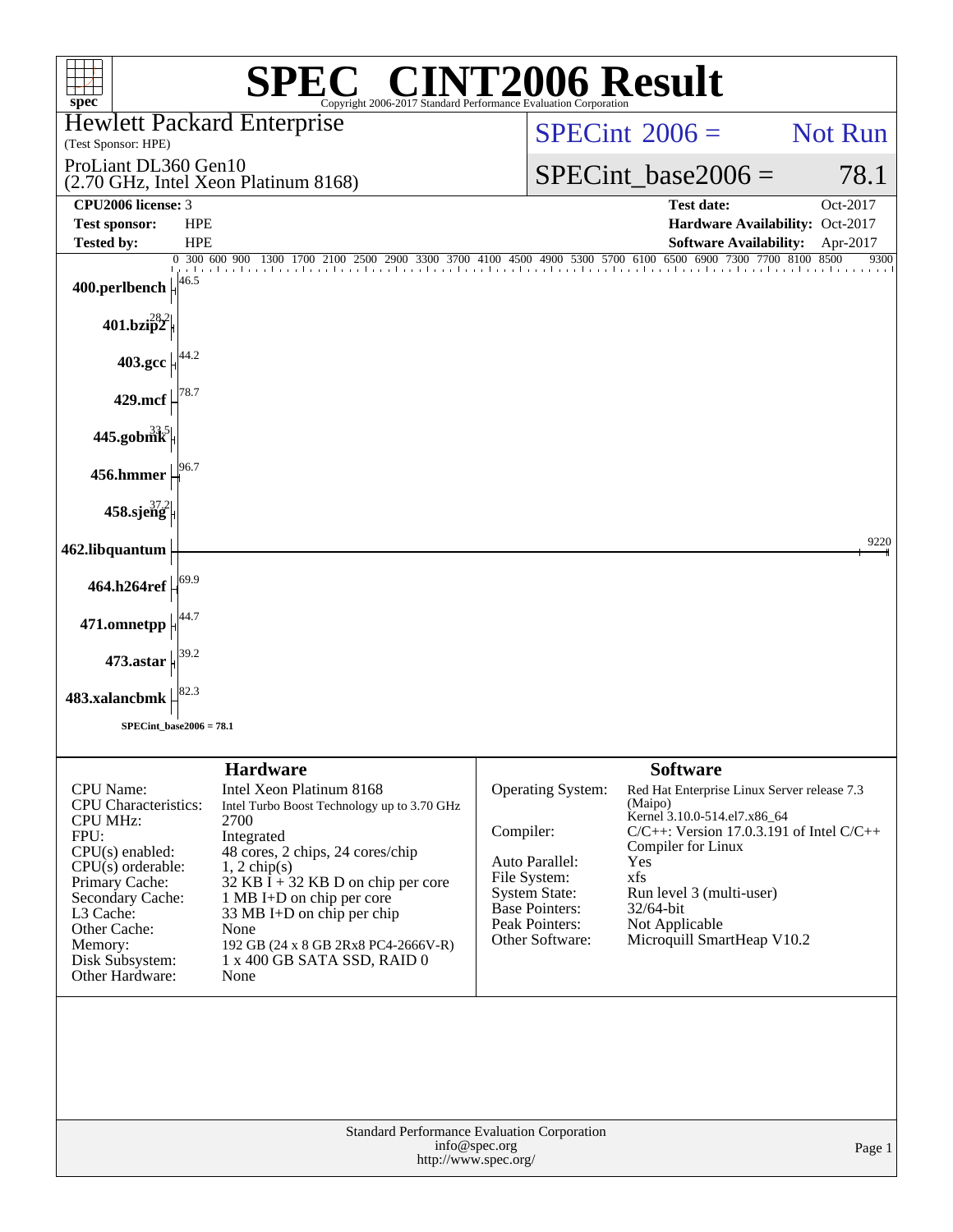# SPEC CINT2006 Result

Copyright 2006-2017 Standard Performance Evaluation Corporation

**Hewlett Packard Enterprise**
(Test Sponsor: HPE)

ProLiant DL360 Gen10
(2.70 GHz, Intel Xeon Platinum 8168)

SPECint 2006 = Not Run

SPECint_base2006 = 78.1

| | | | |
|---|---|---|---|
| **CPU2006 license:** | 3 | **Test date:** | Oct-2017 |
| **Test sponsor:** | HPE | **Hardware Availability:** | Oct-2017 |
| **Tested by:** | HPE | **Software Availability:** | Apr-2017 |

| Benchmark | Base Ratio |
|---|---|
| 400.perlbench | 46.5 |
| 401.bzip2 | 28.2 |
| 403.gcc | 44.2 |
| 429.mcf | 78.7 |
| 445.gobmk | 33.5 |
| 456.hmmer | 96.7 |
| 458.sjeng | 37.2 |
| 462.libquantum | 9220 |
| 464.h264ref | 69.9 |
| 471.omnetpp | 44.7 |
| 473.astar | 39.2 |
| 483.xalancbmk | 82.3 |

SPECint_base2006 = 78.1

## Hardware

| | |
|---|---|
| CPU Name: | Intel Xeon Platinum 8168 |
| CPU Characteristics: | Intel Turbo Boost Technology up to 3.70 GHz |
| CPU MHz: | 2700 |
| FPU: | Integrated |
| CPU(s) enabled: | 48 cores, 2 chips, 24 cores/chip |
| CPU(s) orderable: | 1, 2 chip(s) |
| Primary Cache: | 32 KB I + 32 KB D on chip per core |
| Secondary Cache: | 1 MB I+D on chip per core |
| L3 Cache: | 33 MB I+D on chip per chip |
| Other Cache: | None |
| Memory: | 192 GB (24 x 8 GB 2Rx8 PC4-2666V-R) |
| Disk Subsystem: | 1 x 400 GB SATA SSD, RAID 0 |
| Other Hardware: | None |

## Software

| | |
|---|---|
| Operating System: | Red Hat Enterprise Linux Server release 7.3 (Maipo) Kernel 3.10.0-514.el7.x86_64 |
| Compiler: | C/C++: Version 17.0.3.191 of Intel C/C++ Compiler for Linux |
| Auto Parallel: | Yes |
| File System: | xfs |
| System State: | Run level 3 (multi-user) |
| Base Pointers: | 32/64-bit |
| Peak Pointers: | Not Applicable |
| Other Software: | Microquill SmartHeap V10.2 |

Standard Performance Evaluation Corporation
info@spec.org
http://www.spec.org/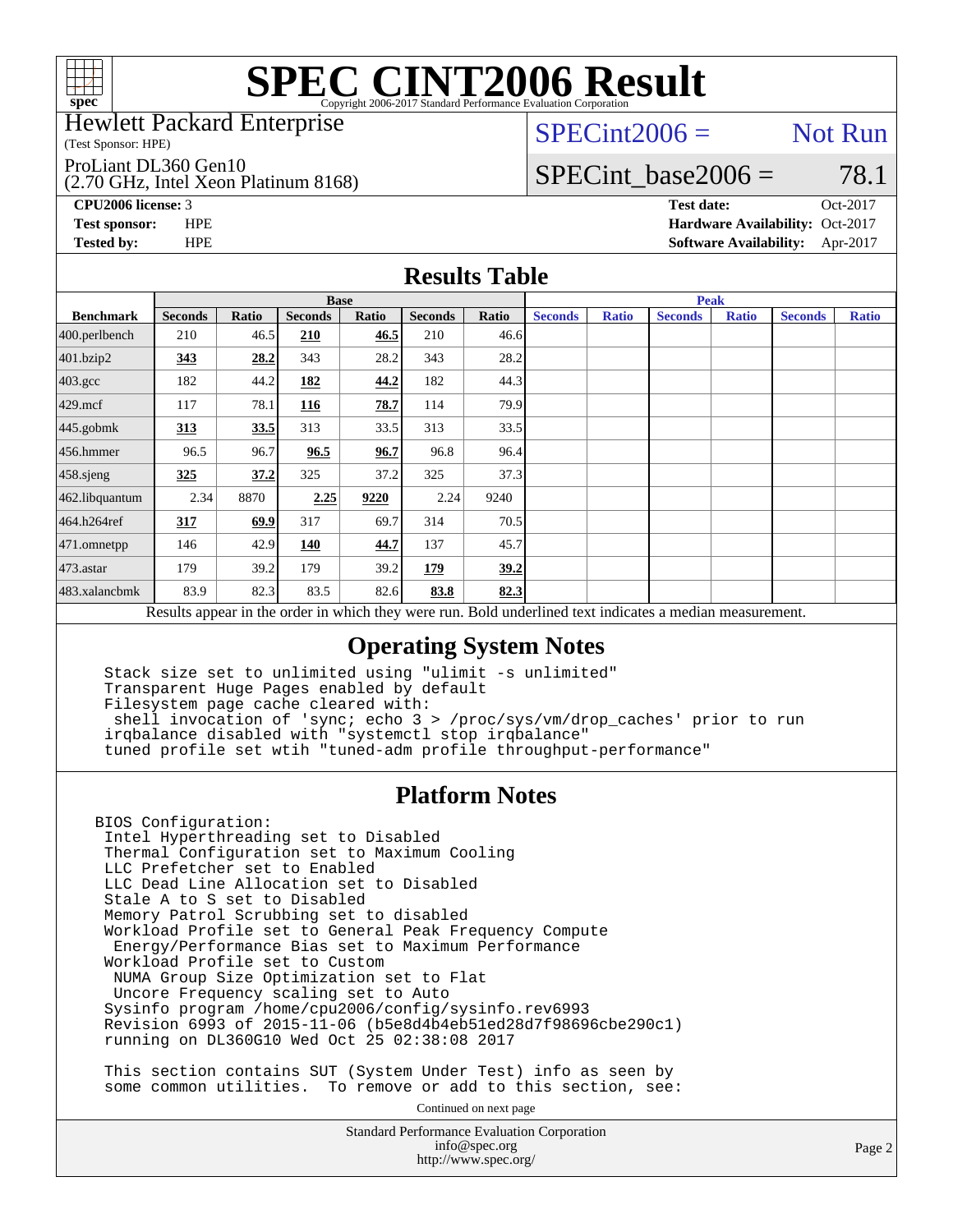# SPEC CINT2006 Result

Copyright 2006-2017 Standard Performance Evaluation Corporation

Hewlett Packard Enterprise
(Test Sponsor: HPE)

ProLiant DL360 Gen10
(2.70 GHz, Intel Xeon Platinum 8168)

SPECint2006 = Not Run

SPECint_base2006 = 78.1

**CPU2006 license:** 3
**Test sponsor:** HPE
**Tested by:** HPE

**Test date:** Oct-2017
**Hardware Availability:** Oct-2017
**Software Availability:** Apr-2017

## Results Table

| Benchmark | Base | | | | | | Peak | | | | | |
|---|---|---|---|---|---|---|---|---|---|---|---|---|
| | Seconds | Ratio | Seconds | Ratio | Seconds | Ratio | Seconds | Ratio | Seconds | Ratio | Seconds | Ratio |
| 400.perlbench | 210 | 46.5 | **210** | **46.5** | 210 | 46.6 | | | | | | |
| 401.bzip2 | **343** | **28.2** | 343 | 28.2 | 343 | 28.2 | | | | | | |
| 403.gcc | 182 | 44.2 | **182** | **44.2** | 182 | 44.3 | | | | | | |
| 429.mcf | 117 | 78.1 | **116** | **78.7** | 114 | 79.9 | | | | | | |
| 445.gobmk | **313** | **33.5** | 313 | 33.5 | 313 | 33.5 | | | | | | |
| 456.hmmer | 96.5 | 96.7 | **96.5** | **96.7** | 96.8 | 96.4 | | | | | | |
| 458.sjeng | **325** | **37.2** | 325 | 37.2 | 325 | 37.3 | | | | | | |
| 462.libquantum | 2.34 | 8870 | **2.25** | **9220** | 2.24 | 9240 | | | | | | |
| 464.h264ref | **317** | **69.9** | 317 | 69.7 | 314 | 70.5 | | | | | | |
| 471.omnetpp | 146 | 42.9 | **140** | **44.7** | 137 | 45.7 | | | | | | |
| 473.astar | 179 | 39.2 | 179 | 39.2 | **179** | **39.2** | | | | | | |
| 483.xalancbmk | 83.9 | 82.3 | 83.5 | 82.6 | **83.8** | **82.3** | | | | | | |

Results appear in the order in which they were run. Bold underlined text indicates a median measurement.

## Operating System Notes

```
Stack size set to unlimited using "ulimit -s unlimited"
Transparent Huge Pages enabled by default
Filesystem page cache cleared with:
 shell invocation of 'sync; echo 3 > /proc/sys/vm/drop_caches' prior to run
irqbalance disabled with "systemctl stop irqbalance"
tuned profile set wtih "tuned-adm profile throughput-performance"
```

## Platform Notes

```
BIOS Configuration:
 Intel Hyperthreading set to Disabled
 Thermal Configuration set to Maximum Cooling
 LLC Prefetcher set to Enabled
 LLC Dead Line Allocation set to Disabled
 Stale A to S set to Disabled
 Memory Patrol Scrubbing set to disabled
 Workload Profile set to General Peak Frequency Compute
  Energy/Performance Bias set to Maximum Performance
 Workload Profile set to Custom
  NUMA Group Size Optimization set to Flat
  Uncore Frequency scaling set to Auto
 Sysinfo program /home/cpu2006/config/sysinfo.rev6993
 Revision 6993 of 2015-11-06 (b5e8d4b4eb51ed28d7f98696cbe290c1)
 running on DL360G10 Wed Oct 25 02:38:08 2017

 This section contains SUT (System Under Test) info as seen by
 some common utilities.  To remove or add to this section, see:
```

Continued on next page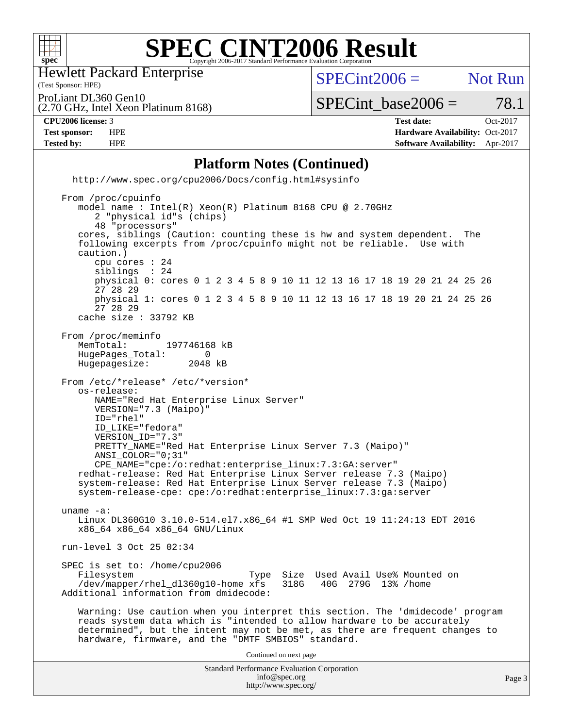# SPEC CINT2006 Result

Hewlett Packard Enterprise
(Test Sponsor: HPE)

ProLiant DL360 Gen10
(2.70 GHz, Intel Xeon Platinum 8168)

SPECint2006 = Not Run

SPECint_base2006 = 78.1

| | | | |
|---|---|---|---|
| **CPU2006 license:** 3 | | **Test date:** | Oct-2017 |
| **Test sponsor:** | HPE | **Hardware Availability:** | Oct-2017 |
| **Tested by:** | HPE | **Software Availability:** | Apr-2017 |

## Platform Notes (Continued)

```
   http://www.spec.org/cpu2006/Docs/config.html#sysinfo

 From /proc/cpuinfo
    model name : Intel(R) Xeon(R) Platinum 8168 CPU @ 2.70GHz
       2 "physical id"s (chips)
       48 "processors"
    cores, siblings (Caution: counting these is hw and system dependent.  The
    following excerpts from /proc/cpuinfo might not be reliable.  Use with
    caution.)
       cpu cores : 24
       siblings  : 24
       physical 0: cores 0 1 2 3 4 5 8 9 10 11 12 13 16 17 18 19 20 21 24 25 26
       27 28 29
       physical 1: cores 0 1 2 3 4 5 8 9 10 11 12 13 16 17 18 19 20 21 24 25 26
       27 28 29
    cache size : 33792 KB

 From /proc/meminfo
    MemTotal:       197746168 kB
    HugePages_Total:       0
    Hugepagesize:       2048 kB

 From /etc/*release* /etc/*version*
    os-release:
       NAME="Red Hat Enterprise Linux Server"
       VERSION="7.3 (Maipo)"
       ID="rhel"
       ID_LIKE="fedora"
       VERSION_ID="7.3"
       PRETTY_NAME="Red Hat Enterprise Linux Server 7.3 (Maipo)"
       ANSI_COLOR="0;31"
       CPE_NAME="cpe:/o:redhat:enterprise_linux:7.3:GA:server"
    redhat-release: Red Hat Enterprise Linux Server release 7.3 (Maipo)
    system-release: Red Hat Enterprise Linux Server release 7.3 (Maipo)
    system-release-cpe: cpe:/o:redhat:enterprise_linux:7.3:ga:server

 uname -a:
    Linux DL360G10 3.10.0-514.el7.x86_64 #1 SMP Wed Oct 19 11:24:13 EDT 2016
    x86_64 x86_64 x86_64 GNU/Linux

 run-level 3 Oct 25 02:34

 SPEC is set to: /home/cpu2006
    Filesystem                      Type  Size  Used Avail Use% Mounted on
    /dev/mapper/rhel_dl360g10-home xfs   318G   40G  279G  13% /home
 Additional information from dmidecode:

    Warning: Use caution when you interpret this section. The 'dmidecode' program
    reads system data which is "intended to allow hardware to be accurately
    determined", but the intent may not be met, as there are frequent changes to
    hardware, firmware, and the "DMTF SMBIOS" standard.
```

Continued on next page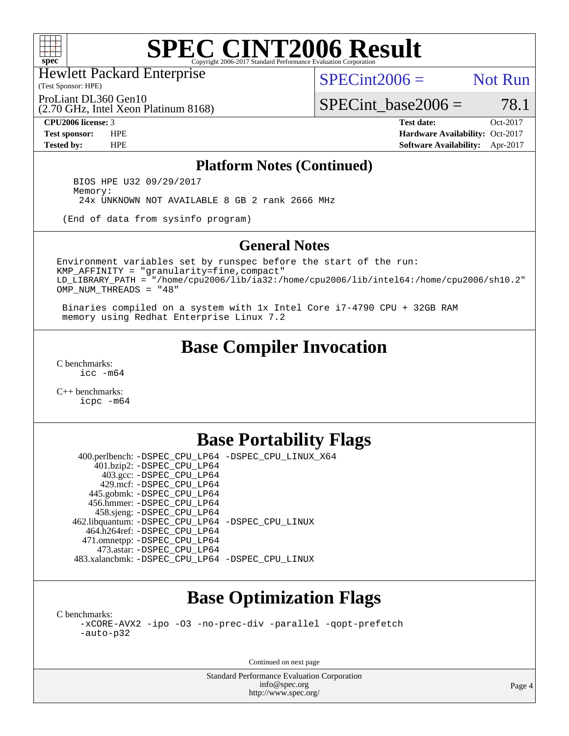# SPEC CINT2006 Result

Copyright 2006-2017 Standard Performance Evaluation Corporation

Hewlett Packard Enterprise
(Test Sponsor: HPE)

ProLiant DL360 Gen10
(2.70 GHz, Intel Xeon Platinum 8168)

SPECint2006 = Not Run

SPECint_base2006 = 78.1

| | | | |
|---|---|---|---|
| **CPU2006 license:** | 3 | **Test date:** | Oct-2017 |
| **Test sponsor:** | HPE | **Hardware Availability:** | Oct-2017 |
| **Tested by:** | HPE | **Software Availability:** | Apr-2017 |

## Platform Notes (Continued)

```
   BIOS HPE U32 09/29/2017
   Memory:
    24x UNKNOWN NOT AVAILABLE 8 GB 2 rank 2666 MHz

 (End of data from sysinfo program)
```

## General Notes

```
Environment variables set by runspec before the start of the run:
KMP_AFFINITY = "granularity=fine,compact"
LD_LIBRARY_PATH = "/home/cpu2006/lib/ia32:/home/cpu2006/lib/intel64:/home/cpu2006/sh10.2"
OMP_NUM_THREADS = "48"

 Binaries compiled on a system with 1x Intel Core i7-4790 CPU + 32GB RAM
 memory using Redhat Enterprise Linux 7.2
```

## Base Compiler Invocation

C benchmarks:
icc -m64

C++ benchmarks:
icpc -m64

## Base Portability Flags

| | |
|---|---|
| 400.perlbench: | -DSPEC_CPU_LP64 -DSPEC_CPU_LINUX_X64 |
| 401.bzip2: | -DSPEC_CPU_LP64 |
| 403.gcc: | -DSPEC_CPU_LP64 |
| 429.mcf: | -DSPEC_CPU_LP64 |
| 445.gobmk: | -DSPEC_CPU_LP64 |
| 456.hmmer: | -DSPEC_CPU_LP64 |
| 458.sjeng: | -DSPEC_CPU_LP64 |
| 462.libquantum: | -DSPEC_CPU_LP64 -DSPEC_CPU_LINUX |
| 464.h264ref: | -DSPEC_CPU_LP64 |
| 471.omnetpp: | -DSPEC_CPU_LP64 |
| 473.astar: | -DSPEC_CPU_LP64 |
| 483.xalancbmk: | -DSPEC_CPU_LP64 -DSPEC_CPU_LINUX |

## Base Optimization Flags

C benchmarks:
-xCORE-AVX2 -ipo -O3 -no-prec-div -parallel -qopt-prefetch
-auto-p32

Continued on next page

Standard Performance Evaluation Corporation
info@spec.org
http://www.spec.org/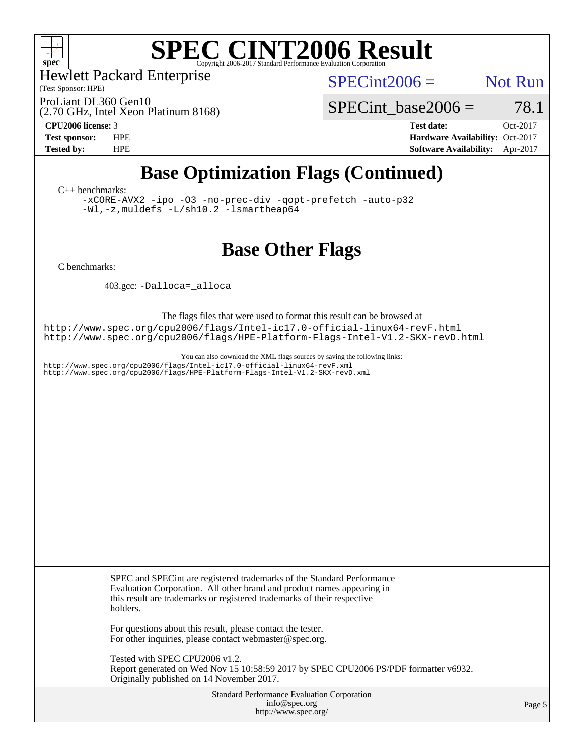# SPEC CINT2006 Result

Copyright 2006-2017 Standard Performance Evaluation Corporation

Hewlett Packard Enterprise
(Test Sponsor: HPE)

ProLiant DL360 Gen10
(2.70 GHz, Intel Xeon Platinum 8168)

SPECint2006 = Not Run

SPECint_base2006 = 78.1

| | | | |
|---|---|---|---|
| **CPU2006 license:** | 3 | **Test date:** | Oct-2017 |
| **Test sponsor:** | HPE | **Hardware Availability:** | Oct-2017 |
| **Tested by:** | HPE | **Software Availability:** | Apr-2017 |

## Base Optimization Flags (Continued)

C++ benchmarks:

```
-xCORE-AVX2 -ipo -O3 -no-prec-div -qopt-prefetch -auto-p32
-Wl,-z,muldefs -L/sh10.2 -lsmartheap64
```

## Base Other Flags

C benchmarks:

403.gcc: `-Dalloca=_alloca`

The flags files that were used to format this result can be browsed at
http://www.spec.org/cpu2006/flags/Intel-ic17.0-official-linux64-revF.html
http://www.spec.org/cpu2006/flags/HPE-Platform-Flags-Intel-V1.2-SKX-revD.html

You can also download the XML flags sources by saving the following links:
http://www.spec.org/cpu2006/flags/Intel-ic17.0-official-linux64-revF.xml
http://www.spec.org/cpu2006/flags/HPE-Platform-Flags-Intel-V1.2-SKX-revD.xml

SPEC and SPECint are registered trademarks of the Standard Performance Evaluation Corporation. All other brand and product names appearing in this result are trademarks or registered trademarks of their respective holders.

For questions about this result, please contact the tester.
For other inquiries, please contact webmaster@spec.org.

Tested with SPEC CPU2006 v1.2.
Report generated on Wed Nov 15 10:58:59 2017 by SPEC CPU2006 PS/PDF formatter v6932.
Originally published on 14 November 2017.

Standard Performance Evaluation Corporation
info@spec.org
http://www.spec.org/